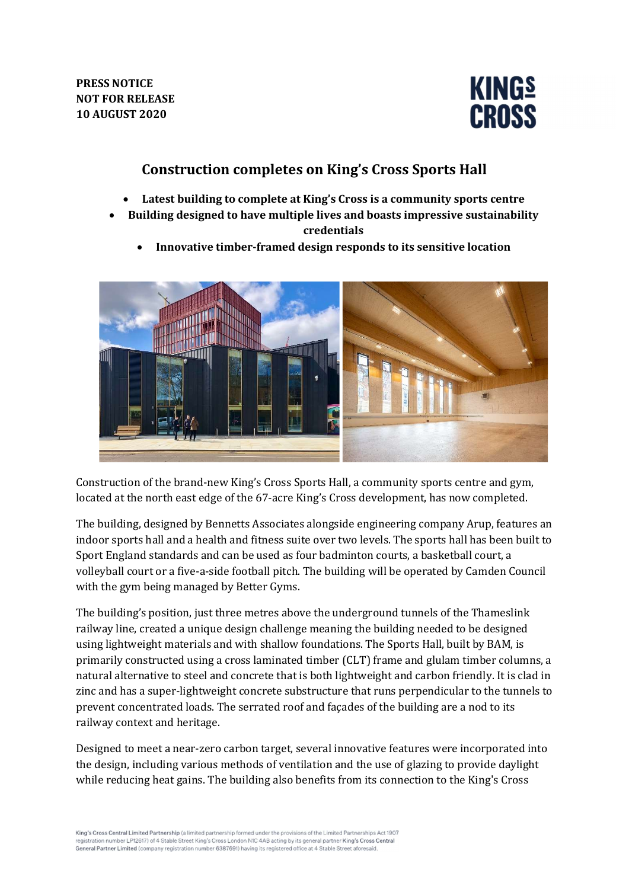**PRESS NOTICE**
**NOT FOR RELEASE**
**10 AUGUST 2020**

# Construction completes on King's Cross Sports Hall

- **Latest building to complete at King's Cross is a community sports centre**
- **Building designed to have multiple lives and boasts impressive sustainability credentials**
- **Innovative timber-framed design responds to its sensitive location**

Construction of the brand-new King's Cross Sports Hall, a community sports centre and gym, located at the north east edge of the 67-acre King's Cross development, has now completed.

The building, designed by Bennetts Associates alongside engineering company Arup, features an indoor sports hall and a health and fitness suite over two levels. The sports hall has been built to Sport England standards and can be used as four badminton courts, a basketball court, a volleyball court or a five-a-side football pitch. The building will be operated by Camden Council with the gym being managed by Better Gyms.

The building's position, just three metres above the underground tunnels of the Thameslink railway line, created a unique design challenge meaning the building needed to be designed using lightweight materials and with shallow foundations. The Sports Hall, built by BAM, is primarily constructed using a cross laminated timber (CLT) frame and glulam timber columns, a natural alternative to steel and concrete that is both lightweight and carbon friendly. It is clad in zinc and has a super-lightweight concrete substructure that runs perpendicular to the tunnels to prevent concentrated loads. The serrated roof and façades of the building are a nod to its railway context and heritage.

Designed to meet a near-zero carbon target, several innovative features were incorporated into the design, including various methods of ventilation and the use of glazing to provide daylight while reducing heat gains. The building also benefits from its connection to the King's Cross

King's Cross Central Limited Partnership (a limited partnership formed under the provisions of the Limited Partnerships Act 1907 registration number LP12617) of 4 Stable Street King's Cross London N1C 4AB acting by its general partner King's Cross Central General Partner Limited (company registration number 6387691) having its registered office at 4 Stable Street aforesaid.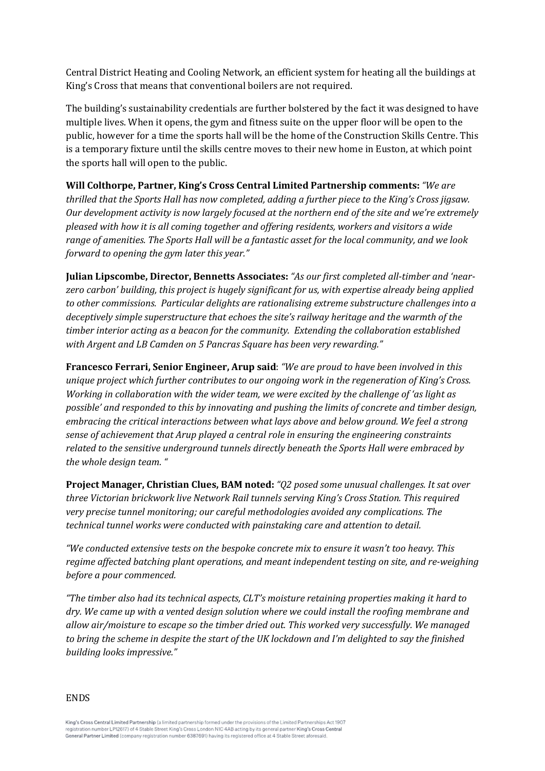Central District Heating and Cooling Network, an efficient system for heating all the buildings at King's Cross that means that conventional boilers are not required.

The building's sustainability credentials are further bolstered by the fact it was designed to have multiple lives. When it opens, the gym and fitness suite on the upper floor will be open to the public, however for a time the sports hall will be the home of the Construction Skills Centre. This is a temporary fixture until the skills centre moves to their new home in Euston, at which point the sports hall will open to the public.

**Will Colthorpe, Partner, King's Cross Central Limited Partnership comments:** *"We are thrilled that the Sports Hall has now completed, adding a further piece to the King's Cross jigsaw. Our development activity is now largely focused at the northern end of the site and we're extremely pleased with how it is all coming together and offering residents, workers and visitors a wide range of amenities. The Sports Hall will be a fantastic asset for the local community, and we look forward to opening the gym later this year."*

**Julian Lipscombe, Director, Bennetts Associates:** *"As our first completed all-timber and 'near-zero carbon' building, this project is hugely significant for us, with expertise already being applied to other commissions. Particular delights are rationalising extreme substructure challenges into a deceptively simple superstructure that echoes the site's railway heritage and the warmth of the timber interior acting as a beacon for the community. Extending the collaboration established with Argent and LB Camden on 5 Pancras Square has been very rewarding."*

**Francesco Ferrari, Senior Engineer, Arup said**: *"We are proud to have been involved in this unique project which further contributes to our ongoing work in the regeneration of King's Cross. Working in collaboration with the wider team, we were excited by the challenge of 'as light as possible' and responded to this by innovating and pushing the limits of concrete and timber design, embracing the critical interactions between what lays above and below ground. We feel a strong sense of achievement that Arup played a central role in ensuring the engineering constraints related to the sensitive underground tunnels directly beneath the Sports Hall were embraced by the whole design team. "*

**Project Manager, Christian Clues, BAM noted:** *"Q2 posed some unusual challenges. It sat over three Victorian brickwork live Network Rail tunnels serving King's Cross Station. This required very precise tunnel monitoring; our careful methodologies avoided any complications. The technical tunnel works were conducted with painstaking care and attention to detail.*

*"We conducted extensive tests on the bespoke concrete mix to ensure it wasn't too heavy. This regime affected batching plant operations, and meant independent testing on site, and re-weighing before a pour commenced.*

*"The timber also had its technical aspects, CLT's moisture retaining properties making it hard to dry. We came up with a vented design solution where we could install the roofing membrane and allow air/moisture to escape so the timber dried out. This worked very successfully. We managed to bring the scheme in despite the start of the UK lockdown and I'm delighted to say the finished building looks impressive."*

ENDS

**King's Cross Central Limited Partnership** (a limited partnership formed under the provisions of the Limited Partnerships Act 1907 registration number LP12617) of 4 Stable Street King's Cross London N1C 4AB acting by its general partner **King's Cross Central General Partner Limited** (company registration number 6387691) having its registered office at 4 Stable Street aforesaid.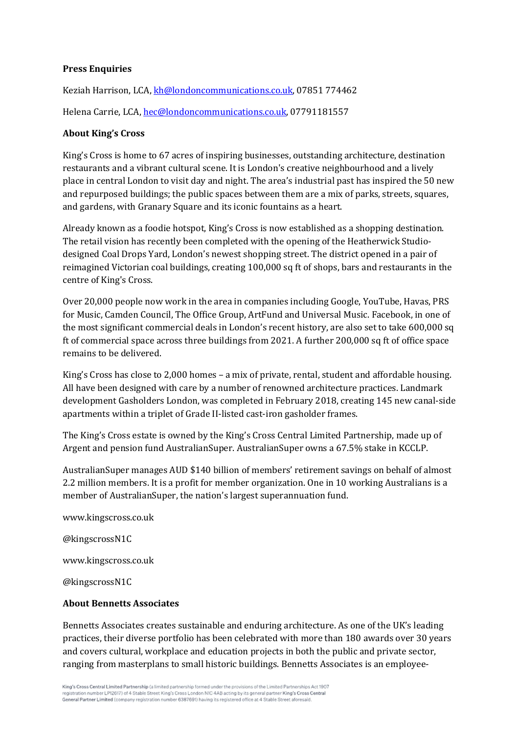**Press Enquiries**

Keziah Harrison, LCA, kh@londoncommunications.co.uk, 07851 774462

Helena Carrie, LCA, hec@londoncommunications.co.uk, 07791181557

**About King's Cross**

King's Cross is home to 67 acres of inspiring businesses, outstanding architecture, destination restaurants and a vibrant cultural scene. It is London's creative neighbourhood and a lively place in central London to visit day and night. The area's industrial past has inspired the 50 new and repurposed buildings; the public spaces between them are a mix of parks, streets, squares, and gardens, with Granary Square and its iconic fountains as a heart.

Already known as a foodie hotspot, King's Cross is now established as a shopping destination. The retail vision has recently been completed with the opening of the Heatherwick Studio-designed Coal Drops Yard, London's newest shopping street. The district opened in a pair of reimagined Victorian coal buildings, creating 100,000 sq ft of shops, bars and restaurants in the centre of King's Cross.

Over 20,000 people now work in the area in companies including Google, YouTube, Havas, PRS for Music, Camden Council, The Office Group, ArtFund and Universal Music. Facebook, in one of the most significant commercial deals in London's recent history, are also set to take 600,000 sq ft of commercial space across three buildings from 2021. A further 200,000 sq ft of office space remains to be delivered.

King's Cross has close to 2,000 homes – a mix of private, rental, student and affordable housing. All have been designed with care by a number of renowned architecture practices. Landmark development Gasholders London, was completed in February 2018, creating 145 new canal-side apartments within a triplet of Grade II-listed cast-iron gasholder frames.

The King's Cross estate is owned by the King's Cross Central Limited Partnership, made up of Argent and pension fund AustralianSuper. AustralianSuper owns a 67.5% stake in KCCLP.

AustralianSuper manages AUD $140 billion of members' retirement savings on behalf of almost 2.2 million members. It is a profit for member organization. One in 10 working Australians is a member of AustralianSuper, the nation's largest superannuation fund.

www.kingscross.co.uk

@kingscrossN1C

www.kingscross.co.uk

@kingscrossN1C

**About Bennetts Associates**

Bennetts Associates creates sustainable and enduring architecture. As one of the UK's leading practices, their diverse portfolio has been celebrated with more than 180 awards over 30 years and covers cultural, workplace and education projects in both the public and private sector, ranging from masterplans to small historic buildings. Bennetts Associates is an employee-

King's Cross Central Limited Partnership (a limited partnership formed under the provisions of the Limited Partnerships Act 1907 registration number LP12617) of 4 Stable Street King's Cross London N1C 4AB acting by its general partner King's Cross Central General Partner Limited (company registration number 6387691) having its registered office at 4 Stable Street aforesaid.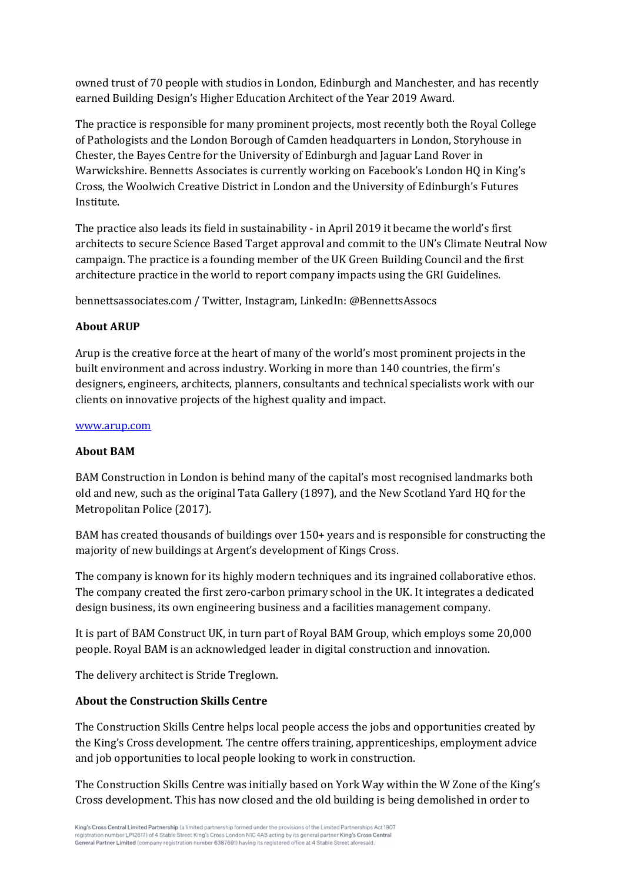owned trust of 70 people with studios in London, Edinburgh and Manchester, and has recently earned Building Design's Higher Education Architect of the Year 2019 Award.

The practice is responsible for many prominent projects, most recently both the Royal College of Pathologists and the London Borough of Camden headquarters in London, Storyhouse in Chester, the Bayes Centre for the University of Edinburgh and Jaguar Land Rover in Warwickshire. Bennetts Associates is currently working on Facebook's London HQ in King's Cross, the Woolwich Creative District in London and the University of Edinburgh's Futures Institute.

The practice also leads its field in sustainability - in April 2019 it became the world's first architects to secure Science Based Target approval and commit to the UN's Climate Neutral Now campaign. The practice is a founding member of the UK Green Building Council and the first architecture practice in the world to report company impacts using the GRI Guidelines.

bennettsassociates.com / Twitter, Instagram, LinkedIn: @BennettsAssocs

**About ARUP**

Arup is the creative force at the heart of many of the world's most prominent projects in the built environment and across industry. Working in more than 140 countries, the firm's designers, engineers, architects, planners, consultants and technical specialists work with our clients on innovative projects of the highest quality and impact.

[www.arup.com](www.arup.com)

**About BAM**

BAM Construction in London is behind many of the capital's most recognised landmarks both old and new, such as the original Tata Gallery (1897), and the New Scotland Yard HQ for the Metropolitan Police (2017).

BAM has created thousands of buildings over 150+ years and is responsible for constructing the majority of new buildings at Argent's development of Kings Cross.

The company is known for its highly modern techniques and its ingrained collaborative ethos. The company created the first zero-carbon primary school in the UK. It integrates a dedicated design business, its own engineering business and a facilities management company.

It is part of BAM Construct UK, in turn part of Royal BAM Group, which employs some 20,000 people. Royal BAM is an acknowledged leader in digital construction and innovation.

The delivery architect is Stride Treglown.

**About the Construction Skills Centre**

The Construction Skills Centre helps local people access the jobs and opportunities created by the King's Cross development. The centre offers training, apprenticeships, employment advice and job opportunities to local people looking to work in construction.

The Construction Skills Centre was initially based on York Way within the W Zone of the King's Cross development. This has now closed and the old building is being demolished in order to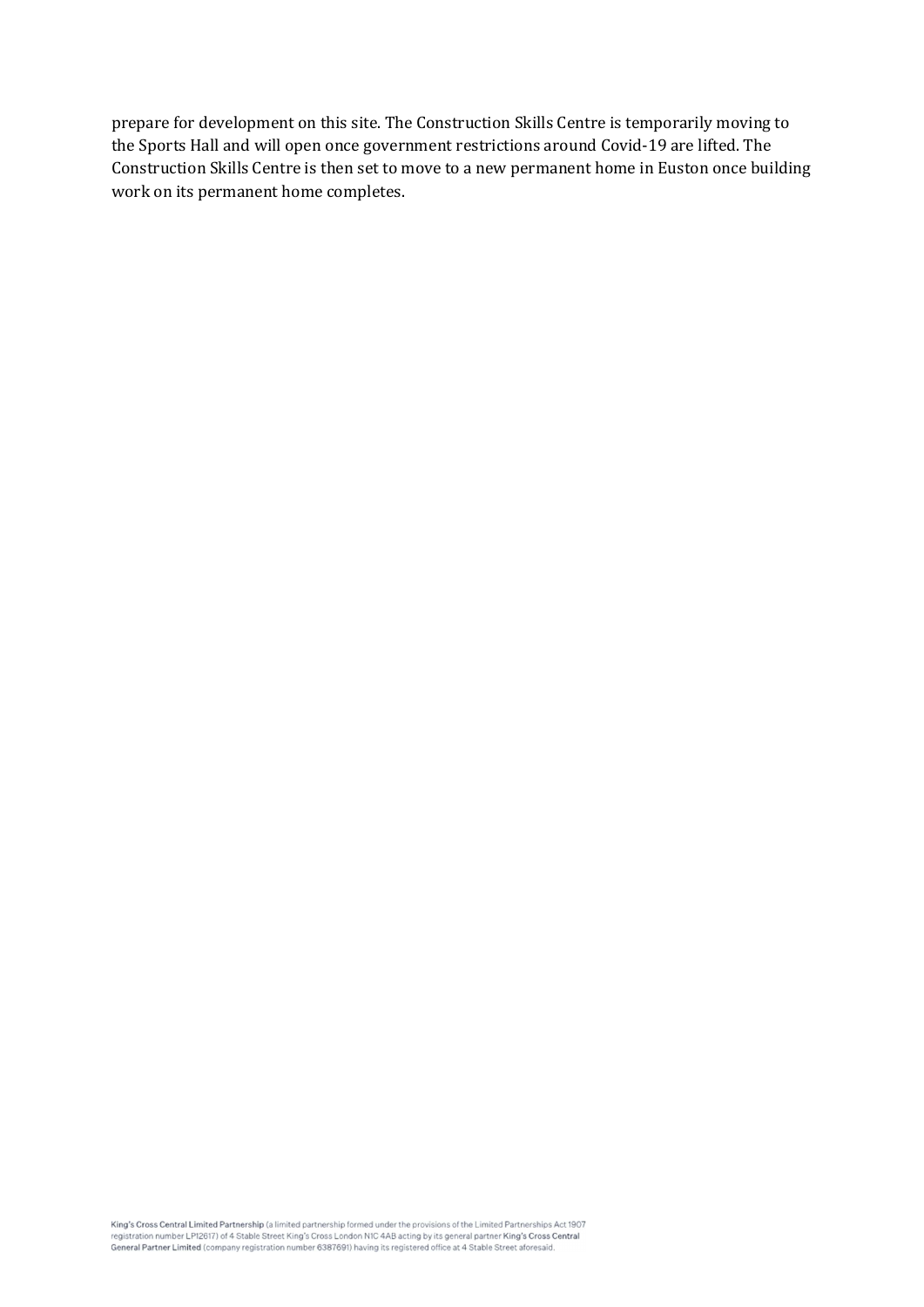prepare for development on this site. The Construction Skills Centre is temporarily moving to the Sports Hall and will open once government restrictions around Covid-19 are lifted. The Construction Skills Centre is then set to move to a new permanent home in Euston once building work on its permanent home completes.